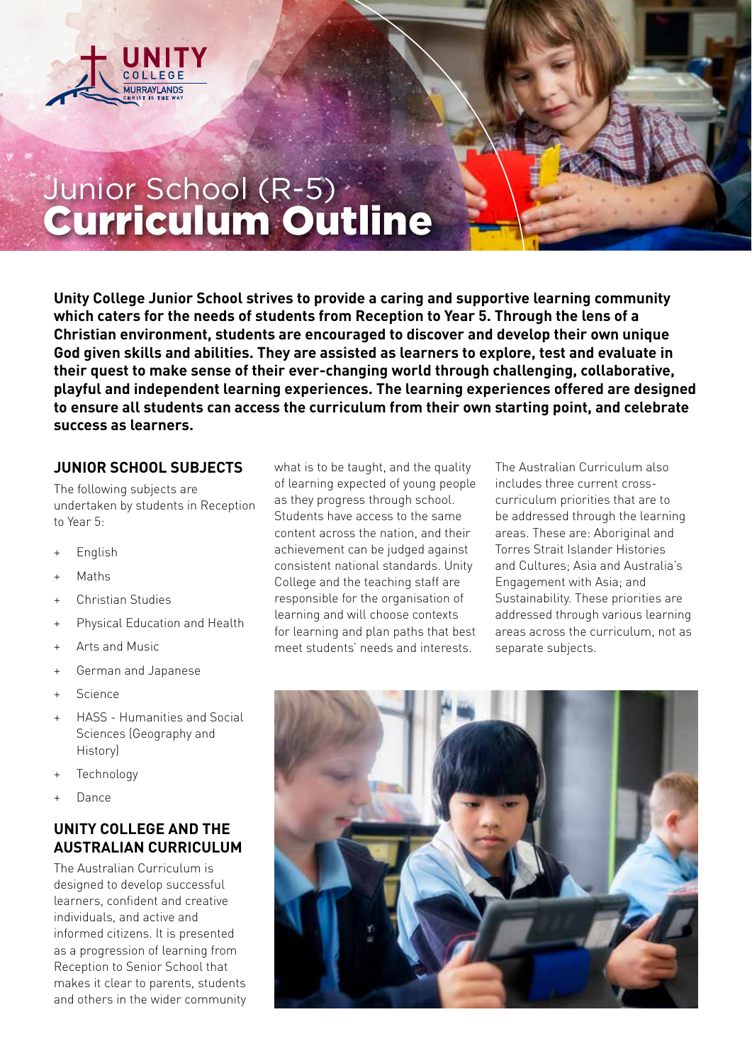# Junior School (R-5)
# Curriculum Outline

**Unity College Junior School strives to provide a caring and supportive learning community which caters for the needs of students from Reception to Year 5. Through the lens of a Christian environment, students are encouraged to discover and develop their own unique God given skills and abilities. They are assisted as learners to explore, test and evaluate in their quest to make sense of their ever-changing world through challenging, collaborative, playful and independent learning experiences. The learning experiences offered are designed to ensure all students can access the curriculum from their own starting point, and celebrate success as learners.**

## JUNIOR SCHOOL SUBJECTS

The following subjects are undertaken by students in Reception to Year 5:

+ English
+ Maths
+ Christian Studies
+ Physical Education and Health
+ Arts and Music
+ German and Japanese
+ Science
+ HASS - Humanities and Social Sciences (Geography and History)
+ Technology
+ Dance

## UNITY COLLEGE AND THE AUSTRALIAN CURRICULUM

The Australian Curriculum is designed to develop successful learners, confident and creative individuals, and active and informed citizens. It is presented as a progression of learning from Reception to Senior School that makes it clear to parents, students and others in the wider community what is to be taught, and the quality of learning expected of young people as they progress through school. Students have access to the same content across the nation, and their achievement can be judged against consistent national standards. Unity College for the teaching staff are responsible for the organisation of learning and will choose contexts for learning and plan paths that best meet students' needs and interests.

The Australian Curriculum also includes three current cross-curriculum priorities that are to be addressed through the learning areas. These are: Aboriginal and Torres Strait Islander Histories and Cultures; Asia and Australia's Engagement with Asia; and Sustainability. These priorities are addressed through various learning areas across the curriculum, not as separate subjects.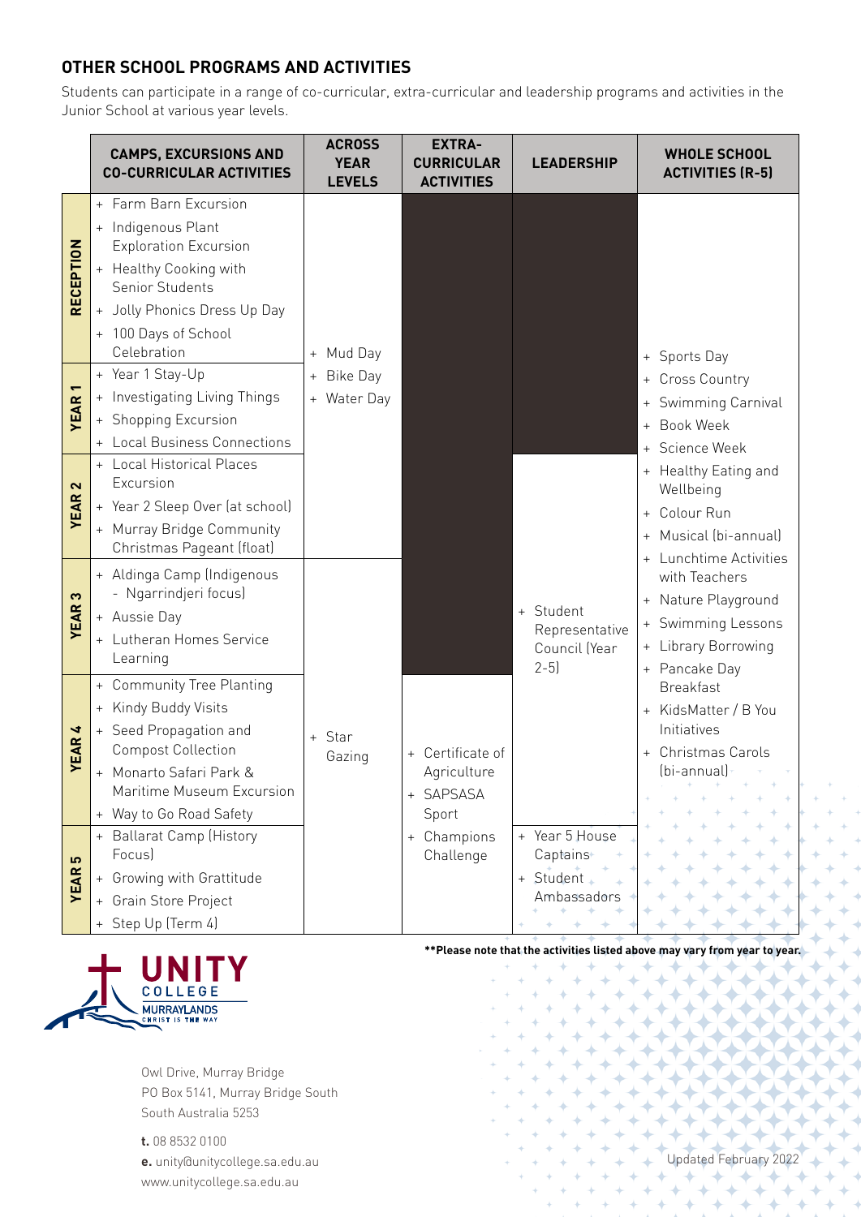## OTHER SCHOOL PROGRAMS AND ACTIVITIES

Students can participate in a range of co-curricular, extra-curricular and leadership programs and activities in the Junior School at various year levels.

| | CAMPS, EXCURSIONS AND CO-CURRICULAR ACTIVITIES | ACROSS YEAR LEVELS | EXTRA-CURRICULAR ACTIVITIES | LEADERSHIP | WHOLE SCHOOL ACTIVITIES (R-5) |
|---|---|---|---|---|---|
| RECEPTION | + Farm Barn Excursion<br>+ Indigenous Plant Exploration Excursion<br>+ Healthy Cooking with Senior Students<br>+ Jolly Phonics Dress Up Day<br>+ 100 Days of School Celebration | + Mud Day<br>+ Bike Day<br>+ Water Day | | | + Sports Day<br>+ Cross Country<br>+ Swimming Carnival<br>+ Book Week<br>+ Science Week<br>+ Healthy Eating and Wellbeing<br>+ Colour Run<br>+ Musical (bi-annual)<br>+ Lunchtime Activities with Teachers<br>+ Nature Playground<br>+ Swimming Lessons<br>+ Library Borrowing<br>+ Pancake Day Breakfast<br>+ KidsMatter / B You Initiatives<br>+ Christmas Carols (bi-annual) |
| YEAR 1 | + Year 1 Stay-Up<br>+ Investigating Living Things<br>+ Shopping Excursion<br>+ Local Business Connections | | | | |
| YEAR 2 | + Local Historical Places Excursion<br>+ Year 2 Sleep Over (at school)<br>+ Murray Bridge Community Christmas Pageant (float) | | | + Student Representative Council (Year 2-5) | |
| YEAR 3 | + Aldinga Camp (Indigenous - Ngarrindjeri focus)<br>+ Aussie Day<br>+ Lutheran Homes Service Learning | + Star Gazing | | | |
| YEAR 4 | + Community Tree Planting<br>+ Kindy Buddy Visits<br>+ Seed Propagation and Compost Collection<br>+ Monarto Safari Park & Maritime Museum Excursion<br>+ Way to Go Road Safety | | + Certificate of Agriculture<br>+ SAPSASA Sport<br>+ Champions Challenge | | |
| YEAR 5 | + Ballarat Camp (History Focus)<br>+ Growing with Grattitude<br>+ Grain Store Project<br>+ Step Up (Term 4) | | | + Year 5 House Captains<br>+ Student Ambassadors | |

**\*\*Please note that the activities listed above may vary from year to year.**

UNITY COLLEGE MURRAYLANDS
CHRIST IS THE WAY

Owl Drive, Murray Bridge
PO Box 5141, Murray Bridge South
South Australia 5253

**t.** 08 8532 0100
**e.** unity@unitycollege.sa.edu.au
www.unitycollege.sa.edu.au

Updated February 2022